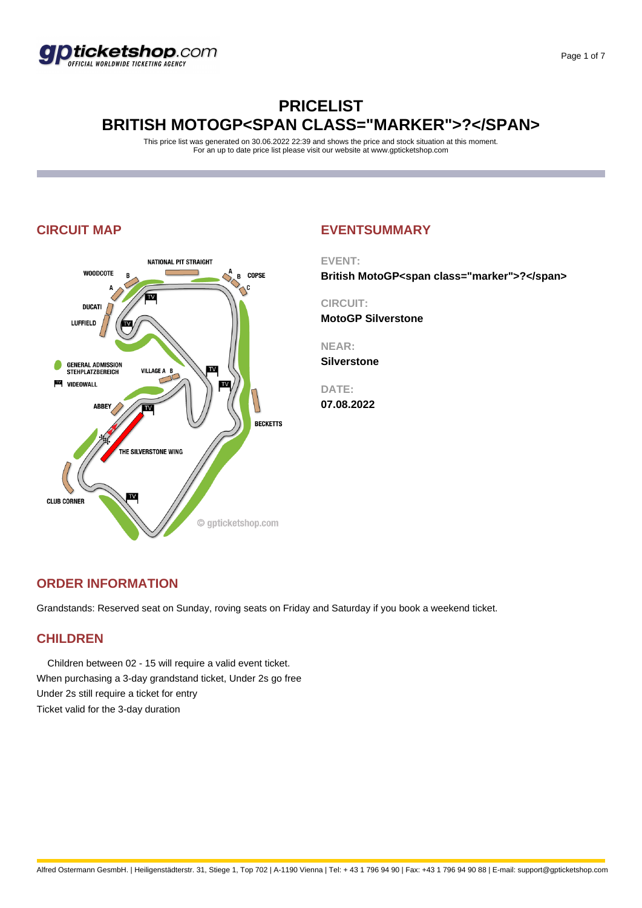# PRICELIST
# BRITISH MOTOGP<SPAN CLASS="MARKER">?</SPAN>

This price list was generated on 30.06.2022 22:39 and shows the price and stock situation at this moment.
For an up to date price list please visit our website at www.gpticketshop.com

## CIRCUIT MAP

## EVENTSUMMARY

**EVENT:**
**British MotoGP<span class="marker">?</span>**

**CIRCUIT:**
**MotoGP Silverstone**

**NEAR:**
**Silverstone**

**DATE:**
**07.08.2022**

## ORDER INFORMATION

Grandstands: Reserved seat on Sunday, roving seats on Friday and Saturday if you book a weekend ticket.

## CHILDREN

Children between 02 - 15 will require a valid event ticket.
When purchasing a 3-day grandstand ticket, Under 2s go free
Under 2s still require a ticket for entry
Ticket valid for the 3-day duration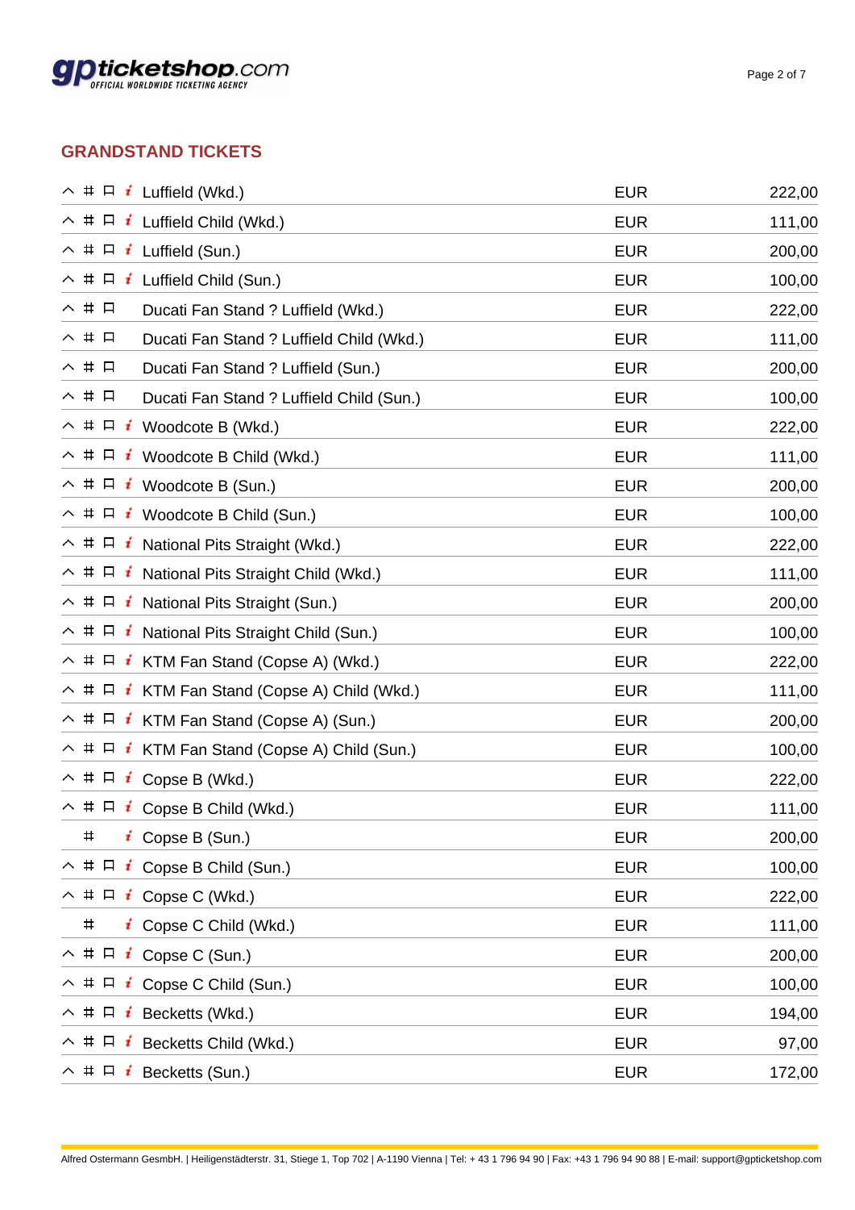## GRANDSTAND TICKETS

| | | |
|---|---|---|
| ^ # ⊏ i Luffield (Wkd.) | EUR | 222,00 |
| ^ # ⊏ i Luffield Child (Wkd.) | EUR | 111,00 |
| ^ # ⊏ i Luffield (Sun.) | EUR | 200,00 |
| ^ # ⊏ i Luffield Child (Sun.) | EUR | 100,00 |
| ^ # ⊏ Ducati Fan Stand ? Luffield (Wkd.) | EUR | 222,00 |
| ^ # ⊏ Ducati Fan Stand ? Luffield Child (Wkd.) | EUR | 111,00 |
| ^ # ⊏ Ducati Fan Stand ? Luffield (Sun.) | EUR | 200,00 |
| ^ # ⊏ Ducati Fan Stand ? Luffield Child (Sun.) | EUR | 100,00 |
| ^ # ⊏ i Woodcote B (Wkd.) | EUR | 222,00 |
| ^ # ⊏ i Woodcote B Child (Wkd.) | EUR | 111,00 |
| ^ # ⊏ i Woodcote B (Sun.) | EUR | 200,00 |
| ^ # ⊏ i Woodcote B Child (Sun.) | EUR | 100,00 |
| ^ # ⊏ i National Pits Straight (Wkd.) | EUR | 222,00 |
| ^ # ⊏ i National Pits Straight Child (Wkd.) | EUR | 111,00 |
| ^ # ⊏ i National Pits Straight (Sun.) | EUR | 200,00 |
| ^ # ⊏ i National Pits Straight Child (Sun.) | EUR | 100,00 |
| ^ # ⊏ i KTM Fan Stand (Copse A) (Wkd.) | EUR | 222,00 |
| ^ # ⊏ i KTM Fan Stand (Copse A) Child (Wkd.) | EUR | 111,00 |
| ^ # ⊏ i KTM Fan Stand (Copse A) (Sun.) | EUR | 200,00 |
| ^ # ⊏ i KTM Fan Stand (Copse A) Child (Sun.) | EUR | 100,00 |
| ^ # ⊏ i Copse B (Wkd.) | EUR | 222,00 |
| ^ # ⊏ i Copse B Child (Wkd.) | EUR | 111,00 |
| # i Copse B (Sun.) | EUR | 200,00 |
| ^ # ⊏ i Copse B Child (Sun.) | EUR | 100,00 |
| ^ # ⊏ i Copse C (Wkd.) | EUR | 222,00 |
| # i Copse C Child (Wkd.) | EUR | 111,00 |
| ^ # ⊏ i Copse C (Sun.) | EUR | 200,00 |
| ^ # ⊏ i Copse C Child (Sun.) | EUR | 100,00 |
| ^ # ⊏ i Becketts (Wkd.) | EUR | 194,00 |
| ^ # ⊏ i Becketts Child (Wkd.) | EUR | 97,00 |
| ^ # ⊏ i Becketts (Sun.) | EUR | 172,00 |

Alfred Ostermann GesmbH. | Heiligenstädterstr. 31, Stiege 1, Top 702 | A-1190 Vienna | Tel: + 43 1 796 94 90 | Fax: +43 1 796 94 90 88 | E-mail: support@gpticketshop.com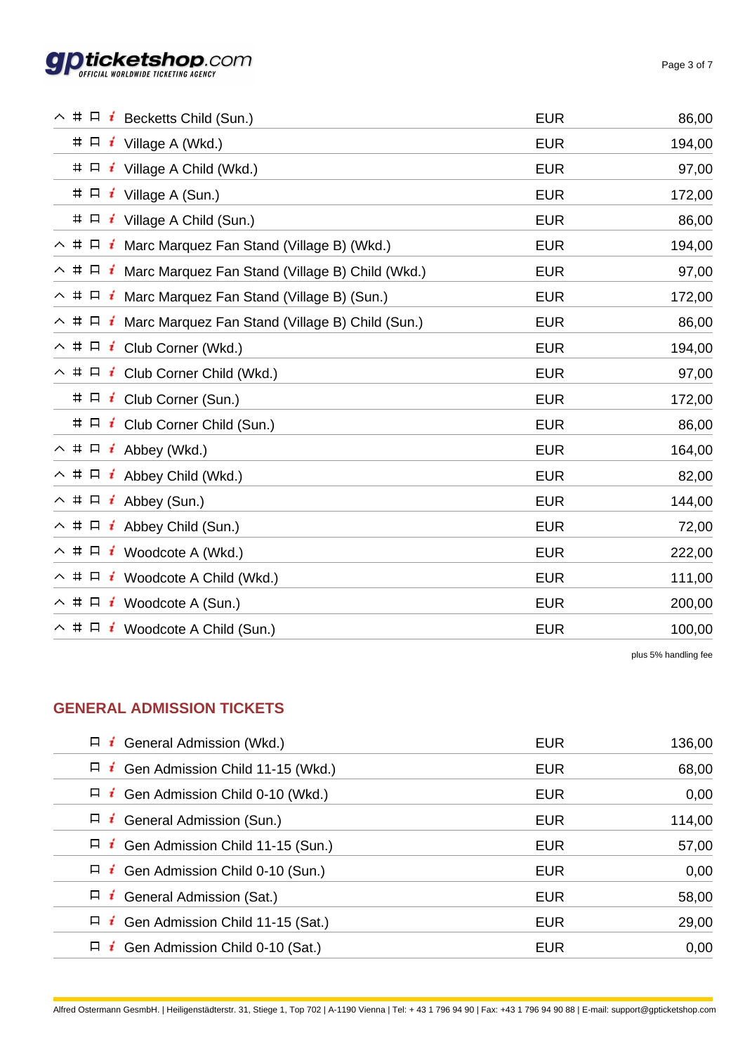| Ticket | Currency | Price |
|---|---|---|
| Becketts Child (Sun.) | EUR | 86,00 |
| Village A (Wkd.) | EUR | 194,00 |
| Village A Child (Wkd.) | EUR | 97,00 |
| Village A (Sun.) | EUR | 172,00 |
| Village A Child (Sun.) | EUR | 86,00 |
| Marc Marquez Fan Stand (Village B) (Wkd.) | EUR | 194,00 |
| Marc Marquez Fan Stand (Village B) Child (Wkd.) | EUR | 97,00 |
| Marc Marquez Fan Stand (Village B) (Sun.) | EUR | 172,00 |
| Marc Marquez Fan Stand (Village B) Child (Sun.) | EUR | 86,00 |
| Club Corner (Wkd.) | EUR | 194,00 |
| Club Corner Child (Wkd.) | EUR | 97,00 |
| Club Corner (Sun.) | EUR | 172,00 |
| Club Corner Child (Sun.) | EUR | 86,00 |
| Abbey (Wkd.) | EUR | 164,00 |
| Abbey Child (Wkd.) | EUR | 82,00 |
| Abbey (Sun.) | EUR | 144,00 |
| Abbey Child (Sun.) | EUR | 72,00 |
| Woodcote A (Wkd.) | EUR | 222,00 |
| Woodcote A Child (Wkd.) | EUR | 111,00 |
| Woodcote A (Sun.) | EUR | 200,00 |
| Woodcote A Child (Sun.) | EUR | 100,00 |

plus 5% handling fee

## GENERAL ADMISSION TICKETS

| Ticket | Currency | Price |
|---|---|---|
| General Admission (Wkd.) | EUR | 136,00 |
| Gen Admission Child 11-15 (Wkd.) | EUR | 68,00 |
| Gen Admission Child 0-10 (Wkd.) | EUR | 0,00 |
| General Admission (Sun.) | EUR | 114,00 |
| Gen Admission Child 11-15 (Sun.) | EUR | 57,00 |
| Gen Admission Child 0-10 (Sun.) | EUR | 0,00 |
| General Admission (Sat.) | EUR | 58,00 |
| Gen Admission Child 11-15 (Sat.) | EUR | 29,00 |
| Gen Admission Child 0-10 (Sat.) | EUR | 0,00 |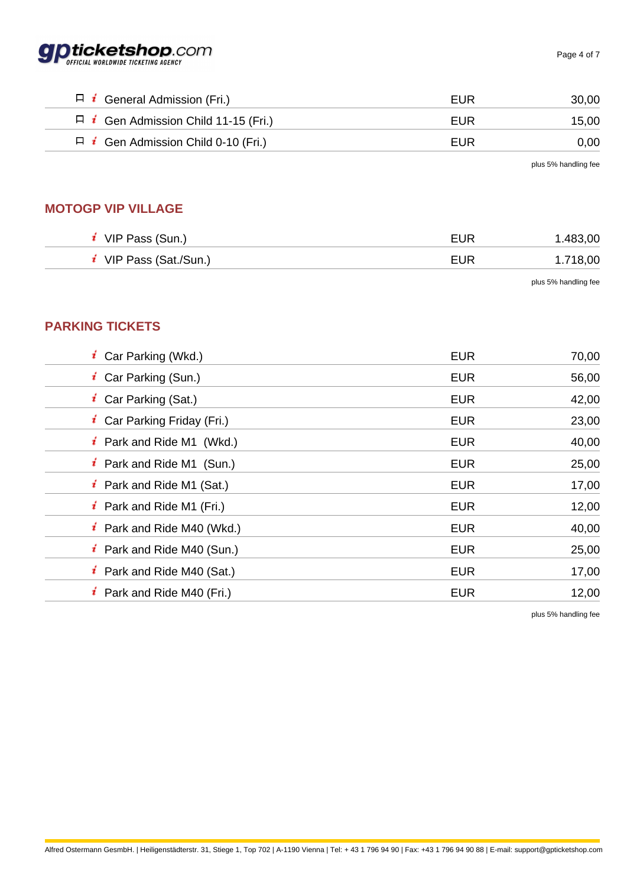| | | |
|---|---|---|
| General Admission (Fri.) | EUR | 30,00 |
| Gen Admission Child 11-15 (Fri.) | EUR | 15,00 |
| Gen Admission Child 0-10 (Fri.) | EUR | 0,00 |

plus 5% handling fee

## MOTOGP VIP VILLAGE

| | | |
|---|---|---|
| VIP Pass (Sun.) | EUR | 1.483,00 |
| VIP Pass (Sat./Sun.) | EUR | 1.718,00 |

plus 5% handling fee

## PARKING TICKETS

| | | |
|---|---|---|
| Car Parking (Wkd.) | EUR | 70,00 |
| Car Parking (Sun.) | EUR | 56,00 |
| Car Parking (Sat.) | EUR | 42,00 |
| Car Parking Friday (Fri.) | EUR | 23,00 |
| Park and Ride M1 (Wkd.) | EUR | 40,00 |
| Park and Ride M1 (Sun.) | EUR | 25,00 |
| Park and Ride M1 (Sat.) | EUR | 17,00 |
| Park and Ride M1 (Fri.) | EUR | 12,00 |
| Park and Ride M40 (Wkd.) | EUR | 40,00 |
| Park and Ride M40 (Sun.) | EUR | 25,00 |
| Park and Ride M40 (Sat.) | EUR | 17,00 |
| Park and Ride M40 (Fri.) | EUR | 12,00 |

plus 5% handling fee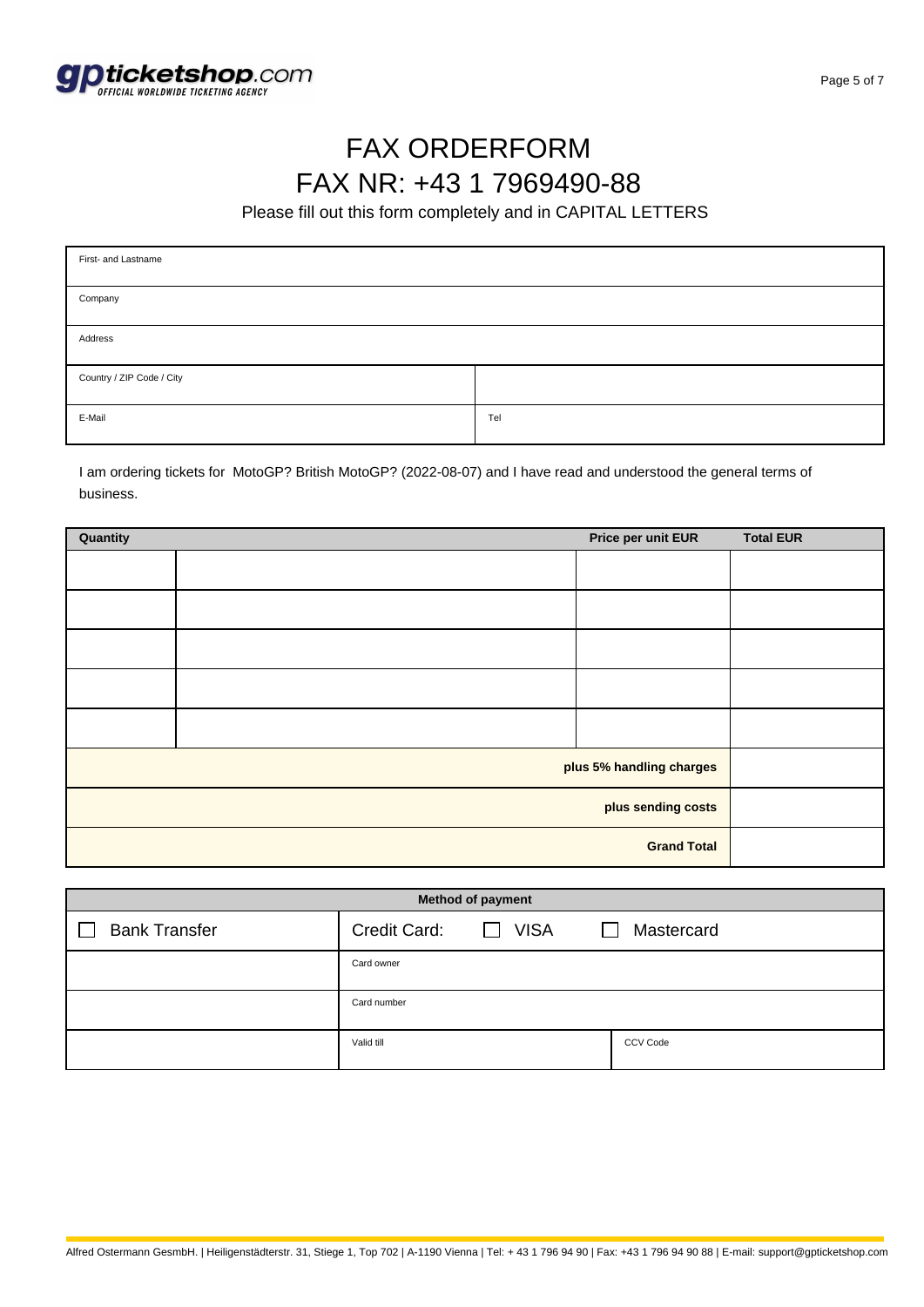# FAX ORDERFORM

# FAX NR: +43 1 7969490-88

Please fill out this form completely and in CAPITAL LETTERS

| First- and Lastname | |
|---|---|
| Company | |
| Address | |
| Country / ZIP Code / City | |
| E-Mail | Tel |

I am ordering tickets for MotoGP? British MotoGP? (2022-08-07) and I have read and understood the general terms of business.

| Quantity | | Price per unit EUR | Total EUR |
|---|---|---|---|
| | | | |
| | | | |
| | | | |
| | | | |
| | | | |
| | | **plus 5% handling charges** | |
| | | **plus sending costs** | |
| | | **Grand Total** | |

| **Method of payment** | | |
|---|---|---|
| ☐ Bank Transfer | Credit Card: ☐ VISA | ☐ Mastercard |
| | Card owner | |
| | Card number | |
| | Valid till | CCV Code |

Alfred Ostermann GesmbH. | Heiligenstädterstr. 31, Stiege 1, Top 702 | A-1190 Vienna | Tel: + 43 1 796 94 90 | Fax: +43 1 796 94 90 88 | E-mail: support@gpticketshop.com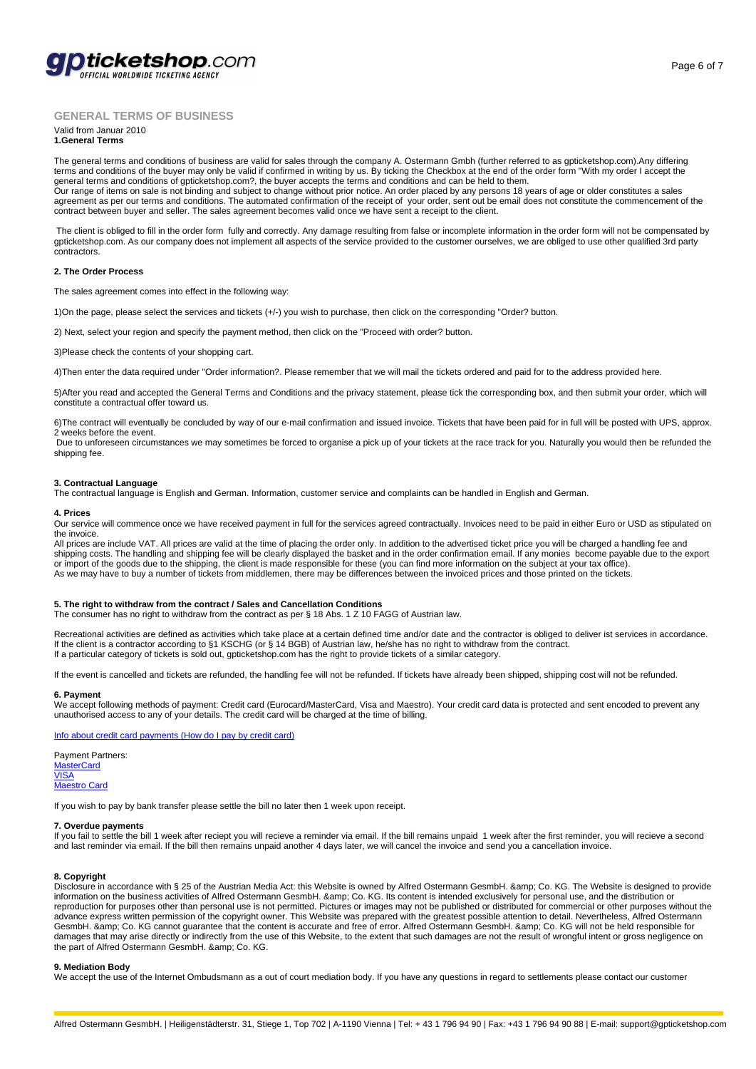# GENERAL TERMS OF BUSINESS

Valid from Januar 2010

**1.General Terms**

The general terms and conditions of business are valid for sales through the company A. Ostermann Gmbh (further referred to as gpticketshop.com).Any differing terms and conditions of the buyer may only be valid if confirmed in writing by us. By ticking the Checkbox at the end of the order form "With my order I accept the general terms and conditions of gpticketshop.com?, the buyer accepts the terms and conditions and can be held to them.
Our range of items on sale is not binding and subject to change without prior notice. An order placed by any persons 18 years of age or older constitutes a sales agreement as per our terms and conditions. The automated confirmation of the receipt of your order, sent out be email does not constitute the commencement of the contract between buyer and seller. The sales agreement becomes valid once we have sent a receipt to the client.

The client is obliged to fill in the order form fully and correctly. Any damage resulting from false or incomplete information in the order form will not be compensated by gpticketshop.com. As our company does not implement all aspects of the service provided to the customer ourselves, we are obliged to use other qualified 3rd party contractors.

**2. The Order Process**

The sales agreement comes into effect in the following way:

1)On the page, please select the services and tickets (+/-) you wish to purchase, then click on the corresponding "Order? button.

2) Next, select your region and specify the payment method, then click on the "Proceed with order? button.

3)Please check the contents of your shopping cart.

4)Then enter the data required under "Order information?. Please remember that we will mail the tickets ordered and paid for to the address provided here.

5)After you read and accepted the General Terms and Conditions and the privacy statement, please tick the corresponding box, and then submit your order, which will constitute a contractual offer toward us.

6)The contract will eventually be concluded by way of our e-mail confirmation and issued invoice. Tickets that have been paid for in full will be posted with UPS, approx. 2 weeks before the event.
Due to unforeseen circumstances we may sometimes be forced to organise a pick up of your tickets at the race track for you. Naturally you would then be refunded the shipping fee.

**3. Contractual Language**

The contractual language is English and German. Information, customer service and complaints can be handled in English and German.

**4. Prices**

Our service will commence once we have received payment in full for the services agreed contractually. Invoices need to be paid in either Euro or USD as stipulated on the invoice.
All prices are include VAT. All prices are valid at the time of placing the order only. In addition to the advertised ticket price you will be charged a handling fee and shipping costs. The handling and shipping fee will be clearly displayed the basket and in the order confirmation email. If any monies become payable due to the export or import of the goods due to the shipping, the client is made responsible for these (you can find more information on the subject at your tax office).
As we may have to buy a number of tickets from middlemen, there may be differences between the invoiced prices and those printed on the tickets.

**5. The right to withdraw from the contract / Sales and Cancellation Conditions**

The consumer has no right to withdraw from the contract as per § 18 Abs. 1 Z 10 FAGG of Austrian law.

Recreational activities are defined as activities which take place at a certain defined time and/or date and the contractor is obliged to deliver ist services in accordance.
If the client is a contractor according to §1 KSCHG (or § 14 BGB) of Austrian law, he/she has no right to withdraw from the contract.
If a particular category of tickets is sold out, gpticketshop.com has the right to provide tickets of a similar category.

If the event is cancelled and tickets are refunded, the handling fee will not be refunded. If tickets have already been shipped, shipping cost will not be refunded.

**6. Payment**

We accept following methods of payment: Credit card (Eurocard/MasterCard, Visa and Maestro). Your credit card data is protected and sent encoded to prevent any unauthorised access to any of your details. The credit card will be charged at the time of billing.

Info about credit card payments (How do I pay by credit card)

Payment Partners:
MasterCard
VISA
Maestro Card

If you wish to pay by bank transfer please settle the bill no later then 1 week upon receipt.

**7. Overdue payments**

If you fail to settle the bill 1 week after reciept you will recieve a reminder via email. If the bill remains unpaid 1 week after the first reminder, you will recieve a second and last reminder via email. If the bill then remains unpaid another 4 days later, we will cancel the invoice and send you a cancellation invoice.

**8. Copyright**

Disclosure in accordance with § 25 of the Austrian Media Act: this Website is owned by Alfred Ostermann GesmbH. &amp; Co. KG. The Website is designed to provide information on the business activities of Alfred Ostermann GesmbH. &amp; Co. KG. Its content is intended exclusively for personal use, and the distribution or reproduction for purposes other than personal use is not permitted. Pictures or images may not be published or distributed for commercial or other purposes without the advance express written permission of the copyright owner. This Website was prepared with the greatest possible attention to detail. Nevertheless, Alfred Ostermann GesmbH. &amp; Co. KG cannot guarantee that the content is accurate and free of error. Alfred Ostermann GesmbH. &amp; Co. KG will not be held responsible for damages that may arise directly or indirectly from the use of this Website, to the extent that such damages are not the result of wrongful intent or gross negligence on the part of Alfred Ostermann GesmbH. &amp; Co. KG.

**9. Mediation Body**

We accept the use of the Internet Ombudsmann as a out of court mediation body. If you have any questions in regard to settlements please contact our customer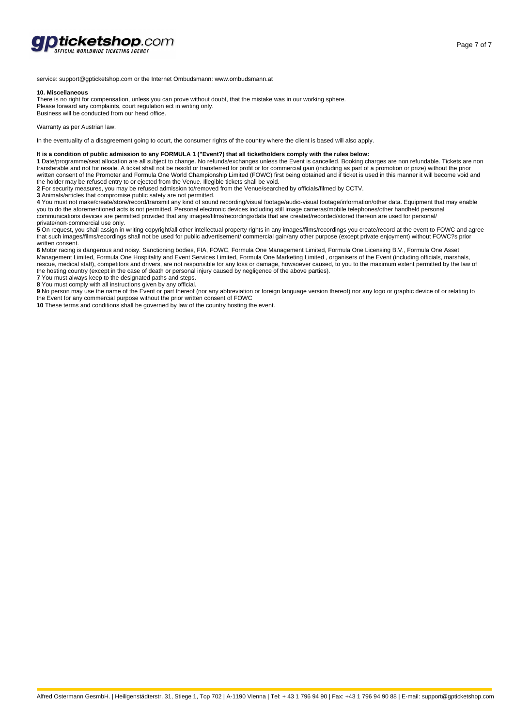service: support@gpticketshop.com or the Internet Ombudsmann: www.ombudsmann.at

**10. Miscellaneous**

There is no right for compensation, unless you can prove without doubt, that the mistake was in our working sphere.
Please forward any complaints, court regulation ect in writing only.
Business will be conducted from our head office.

Warranty as per Austrian law.

In the eventuality of a disagreement going to court, the consumer rights of the country where the client is based will also apply.

**It is a condition of public admission to any FORMULA 1 ("Event?) that all ticketholders comply with the rules below:**

**1** Date/programme/seat allocation are all subject to change. No refunds/exchanges unless the Event is cancelled. Booking charges are non refundable. Tickets are non transferable and not for resale. A ticket shall not be resold or transferred for profit or for commercial gain (including as part of a promotion or prize) without the prior written consent of the Promoter and Formula One World Championship Limited (FOWC) first being obtained and if ticket is used in this manner it will become void and the holder may be refused entry to or ejected from the Venue. Illegible tickets shall be void.

**2** For security measures, you may be refused admission to/removed from the Venue/searched by officials/filmed by CCTV.

**3** Animals/articles that compromise public safety are not permitted.

**4** You must not make/create/store/record/transmit any kind of sound recording/visual footage/audio-visual footage/information/other data. Equipment that may enable you to do the aforementioned acts is not permitted. Personal electronic devices including still image cameras/mobile telephones/other handheld personal communications devices are permitted provided that any images/films/recordings/data that are created/recorded/stored thereon are used for personal/ private/non-commercial use only.

**5** On request, you shall assign in writing copyright/all other intellectual property rights in any images/films/recordings you create/record at the event to FOWC and agree that such images/films/recordings shall not be used for public advertisement/ commercial gain/any other purpose (except private enjoyment) without FOWC?s prior written consent.

**6** Motor racing is dangerous and noisy. Sanctioning bodies, FIA, FOWC, Formula One Management Limited, Formula One Licensing B.V., Formula One Asset Management Limited, Formula One Hospitality and Event Services Limited, Formula One Marketing Limited , organisers of the Event (including officials, marshals, rescue, medical staff), competitors and drivers, are not responsible for any loss or damage, howsoever caused, to you to the maximum extent permitted by the law of the hosting country (except in the case of death or personal injury caused by negligence of the above parties).

**7** You must always keep to the designated paths and steps.

**8** You must comply with all instructions given by any official.

**9** No person may use the name of the Event or part thereof (nor any abbreviation or foreign language version thereof) nor any logo or graphic device of or relating to the Event for any commercial purpose without the prior written consent of FOWC

**10** These terms and conditions shall be governed by law of the country hosting the event.